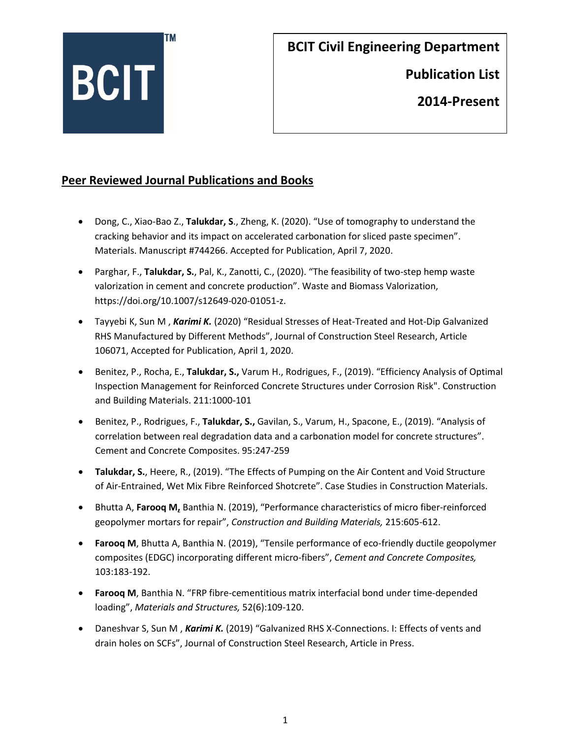BCIT™

**BCIT Civil Engineering Department**

**Publication List**

**2014-Present**

## Peer Reviewed Journal Publications and Books

- Dong, C., Xiao-Bao Z., **Talukdar, S**., Zheng, K. (2020). "Use of tomography to understand the cracking behavior and its impact on accelerated carbonation for sliced paste specimen". Materials. Manuscript #744266. Accepted for Publication, April 7, 2020.
- Parghar, F., **Talukdar, S.**, Pal, K., Zanotti, C., (2020). "The feasibility of two-step hemp waste valorization in cement and concrete production". Waste and Biomass Valorization, https://doi.org/10.1007/s12649-020-01051-z.
- Tayyebi K, Sun M , ***Karimi K.*** (2020) "Residual Stresses of Heat-Treated and Hot-Dip Galvanized RHS Manufactured by Different Methods", Journal of Construction Steel Research, Article 106071, Accepted for Publication, April 1, 2020.
- Benitez, P., Rocha, E., **Talukdar, S.,** Varum H., Rodrigues, F., (2019). "Efficiency Analysis of Optimal Inspection Management for Reinforced Concrete Structures under Corrosion Risk". Construction and Building Materials. 211:1000-101
- Benitez, P., Rodrigues, F., **Talukdar, S.,** Gavilan, S., Varum, H., Spacone, E., (2019). "Analysis of correlation between real degradation data and a carbonation model for concrete structures". Cement and Concrete Composites. 95:247-259
- **Talukdar, S.**, Heere, R., (2019). "The Effects of Pumping on the Air Content and Void Structure of Air-Entrained, Wet Mix Fibre Reinforced Shotcrete". Case Studies in Construction Materials.
- Bhutta A, **Farooq M,** Banthia N. (2019), "Performance characteristics of micro fiber-reinforced geopolymer mortars for repair", *Construction and Building Materials,* 215:605-612.
- **Farooq M**, Bhutta A, Banthia N. (2019), "Tensile performance of eco-friendly ductile geopolymer composites (EDGC) incorporating different micro-fibers", *Cement and Concrete Composites,* 103:183-192.
- **Farooq M**, Banthia N. "FRP fibre-cementitious matrix interfacial bond under time-depended loading", *Materials and Structures,* 52(6):109-120.
- Daneshvar S, Sun M , ***Karimi K.*** (2019) "Galvanized RHS X-Connections. I: Effects of vents and drain holes on SCFs", Journal of Construction Steel Research, Article in Press.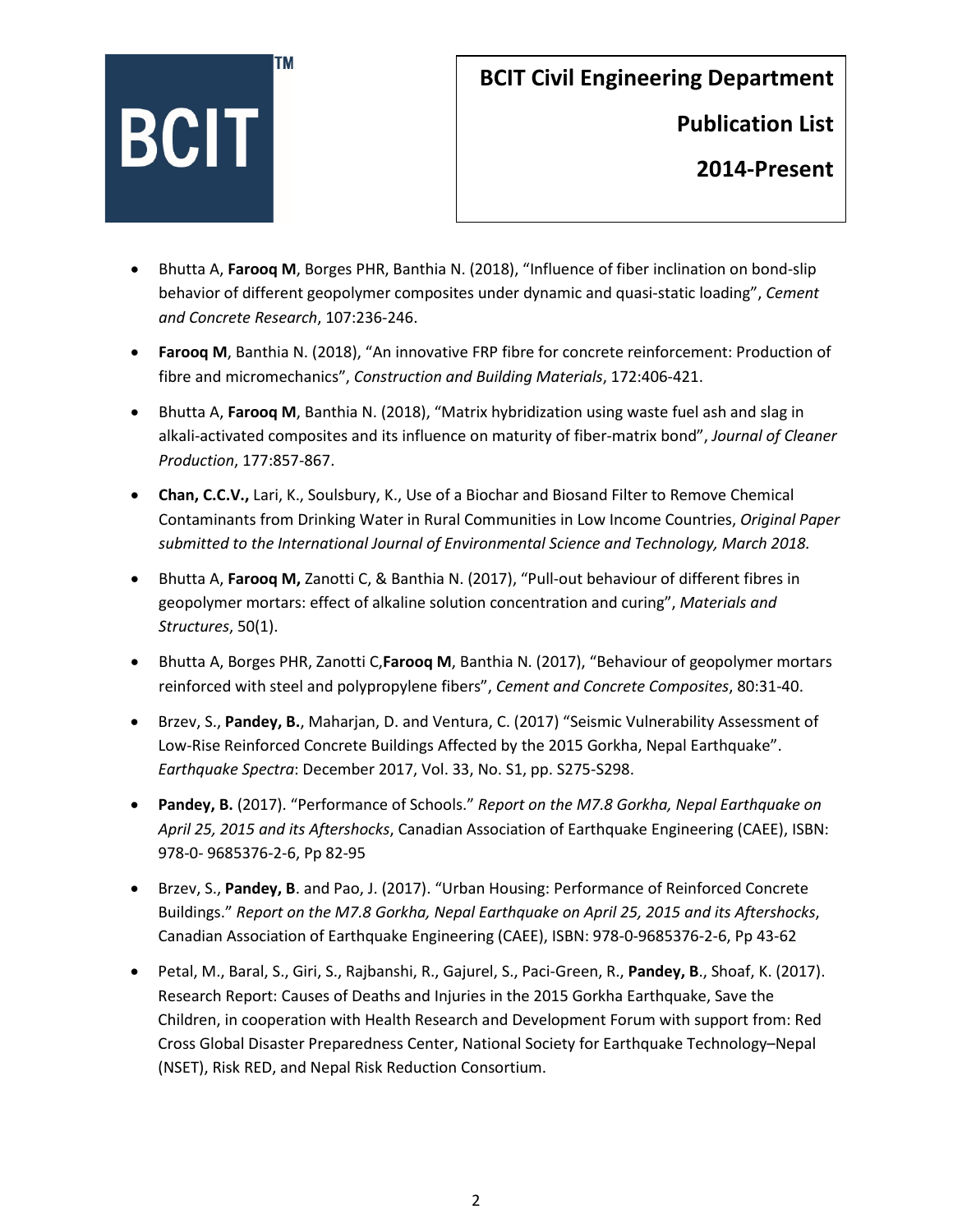# BCIT Civil Engineering Department

## Publication List

## 2014-Present

- Bhutta A, **Farooq M**, Borges PHR, Banthia N. (2018), "Influence of fiber inclination on bond-slip behavior of different geopolymer composites under dynamic and quasi-static loading", *Cement and Concrete Research*, 107:236-246.
- **Farooq M**, Banthia N. (2018), "An innovative FRP fibre for concrete reinforcement: Production of fibre and micromechanics", *Construction and Building Materials*, 172:406-421.
- Bhutta A, **Farooq M**, Banthia N. (2018), "Matrix hybridization using waste fuel ash and slag in alkali-activated composites and its influence on maturity of fiber-matrix bond", *Journal of Cleaner Production*, 177:857-867.
- **Chan, C.C.V.,** Lari, K., Soulsbury, K., Use of a Biochar and Biosand Filter to Remove Chemical Contaminants from Drinking Water in Rural Communities in Low Income Countries, *Original Paper submitted to the International Journal of Environmental Science and Technology, March 2018.*
- Bhutta A, **Farooq M,** Zanotti C, & Banthia N. (2017), "Pull-out behaviour of different fibres in geopolymer mortars: effect of alkaline solution concentration and curing", *Materials and Structures*, 50(1).
- Bhutta A, Borges PHR, Zanotti C,**Farooq M**, Banthia N. (2017), "Behaviour of geopolymer mortars reinforced with steel and polypropylene fibers", *Cement and Concrete Composites*, 80:31-40.
- Brzev, S., **Pandey, B.**, Maharjan, D. and Ventura, C. (2017) "Seismic Vulnerability Assessment of Low-Rise Reinforced Concrete Buildings Affected by the 2015 Gorkha, Nepal Earthquake". *Earthquake Spectra*: December 2017, Vol. 33, No. S1, pp. S275-S298.
- **Pandey, B.** (2017). "Performance of Schools." *Report on the M7.8 Gorkha, Nepal Earthquake on April 25, 2015 and its Aftershocks*, Canadian Association of Earthquake Engineering (CAEE), ISBN: 978-0- 9685376-2-6, Pp 82-95
- Brzev, S., **Pandey, B**. and Pao, J. (2017). "Urban Housing: Performance of Reinforced Concrete Buildings." *Report on the M7.8 Gorkha, Nepal Earthquake on April 25, 2015 and its Aftershocks*, Canadian Association of Earthquake Engineering (CAEE), ISBN: 978-0-9685376-2-6, Pp 43-62
- Petal, M., Baral, S., Giri, S., Rajbanshi, R., Gajurel, S., Paci-Green, R., **Pandey, B**., Shoaf, K. (2017). Research Report: Causes of Deaths and Injuries in the 2015 Gorkha Earthquake, Save the Children, in cooperation with Health Research and Development Forum with support from: Red Cross Global Disaster Preparedness Center, National Society for Earthquake Technology–Nepal (NSET), Risk RED, and Nepal Risk Reduction Consortium.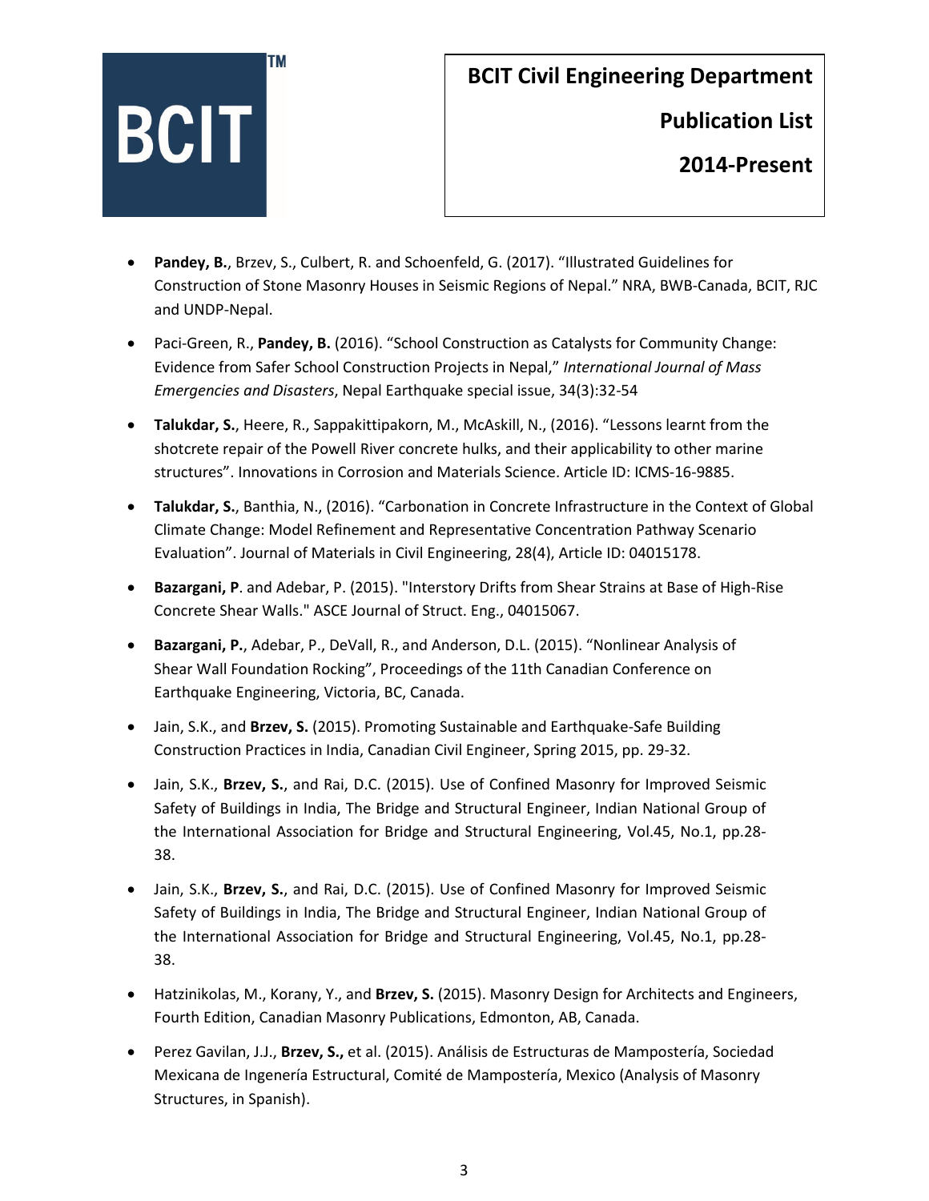# BCIT Civil Engineering Department

## Publication List

## 2014-Present

- **Pandey, B.**, Brzev, S., Culbert, R. and Schoenfeld, G. (2017). "Illustrated Guidelines for Construction of Stone Masonry Houses in Seismic Regions of Nepal." NRA, BWB-Canada, BCIT, RJC and UNDP-Nepal.

- Paci-Green, R., **Pandey, B.** (2016). "School Construction as Catalysts for Community Change: Evidence from Safer School Construction Projects in Nepal," *International Journal of Mass Emergencies and Disasters*, Nepal Earthquake special issue, 34(3):32-54

- **Talukdar, S.**, Heere, R., Sappakittipakorn, M., McAskill, N., (2016). "Lessons learnt from the shotcrete repair of the Powell River concrete hulks, and their applicability to other marine structures". Innovations in Corrosion and Materials Science. Article ID: ICMS-16-9885.

- **Talukdar, S.**, Banthia, N., (2016). "Carbonation in Concrete Infrastructure in the Context of Global Climate Change: Model Refinement and Representative Concentration Pathway Scenario Evaluation". Journal of Materials in Civil Engineering, 28(4), Article ID: 04015178.

- **Bazargani, P**. and Adebar, P. (2015). "Interstory Drifts from Shear Strains at Base of High-Rise Concrete Shear Walls." ASCE Journal of Struct. Eng., 04015067.

- **Bazargani, P.**, Adebar, P., DeVall, R., and Anderson, D.L. (2015). "Nonlinear Analysis of Shear Wall Foundation Rocking", Proceedings of the 11th Canadian Conference on Earthquake Engineering, Victoria, BC, Canada.

- Jain, S.K., and **Brzev, S.** (2015). Promoting Sustainable and Earthquake-Safe Building Construction Practices in India, Canadian Civil Engineer, Spring 2015, pp. 29-32.

- Jain, S.K., **Brzev, S.**, and Rai, D.C. (2015). Use of Confined Masonry for Improved Seismic Safety of Buildings in India, The Bridge and Structural Engineer, Indian National Group of the International Association for Bridge and Structural Engineering, Vol.45, No.1, pp.28-38.

- Jain, S.K., **Brzev, S.**, and Rai, D.C. (2015). Use of Confined Masonry for Improved Seismic Safety of Buildings in India, The Bridge and Structural Engineer, Indian National Group of the International Association for Bridge and Structural Engineering, Vol.45, No.1, pp.28-38.

- Hatzinikolas, M., Korany, Y., and **Brzev, S.** (2015). Masonry Design for Architects and Engineers, Fourth Edition, Canadian Masonry Publications, Edmonton, AB, Canada.

- Perez Gavilan, J.J., **Brzev, S.,** et al. (2015). Análisis de Estructuras de Mampostería, Sociedad Mexicana de Ingenería Estructural, Comité de Mampostería, Mexico (Analysis of Masonry Structures, in Spanish).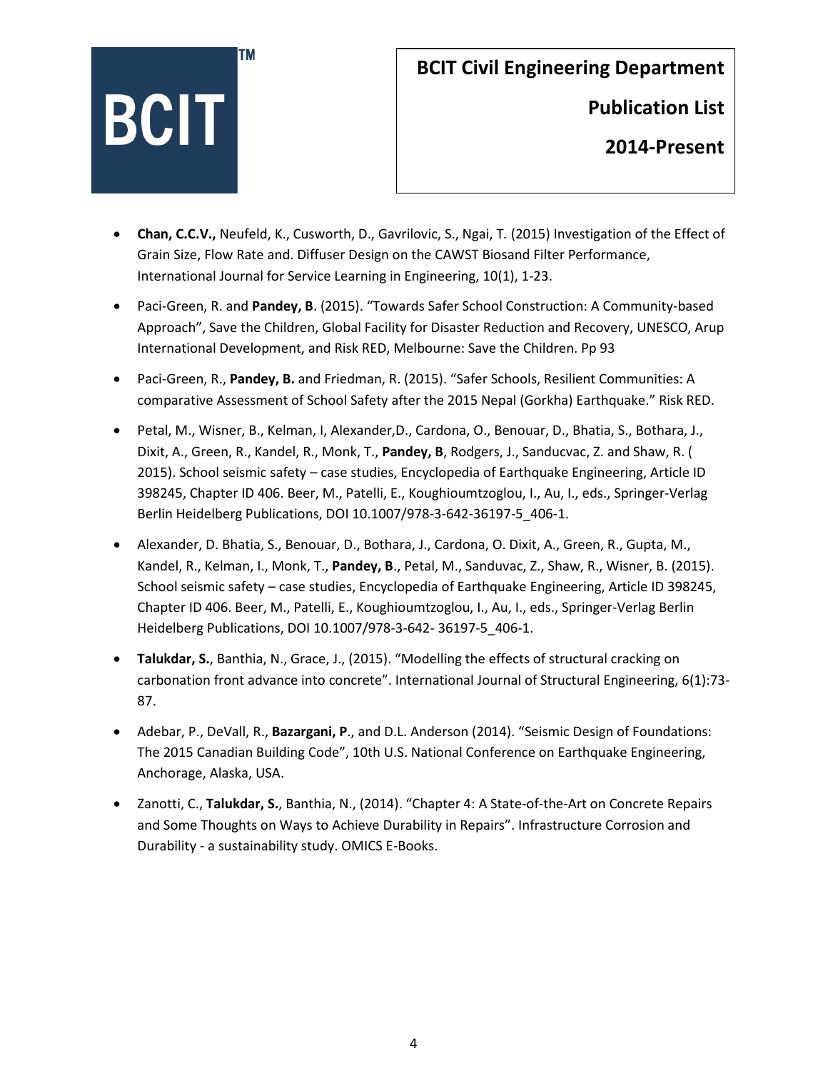- **Chan, C.C.V.,** Neufeld, K., Cusworth, D., Gavrilovic, S., Ngai, T. (2015) Investigation of the Effect of Grain Size, Flow Rate and. Diffuser Design on the CAWST Biosand Filter Performance, International Journal for Service Learning in Engineering, 10(1), 1-23.

- Paci-Green, R. and **Pandey, B**. (2015). "Towards Safer School Construction: A Community-based Approach", Save the Children, Global Facility for Disaster Reduction and Recovery, UNESCO, Arup International Development, and Risk RED, Melbourne: Save the Children. Pp 93

- Paci-Green, R., **Pandey, B.** and Friedman, R. (2015). "Safer Schools, Resilient Communities: A comparative Assessment of School Safety after the 2015 Nepal (Gorkha) Earthquake." Risk RED.

- Petal, M., Wisner, B., Kelman, I, Alexander,D., Cardona, O., Benouar, D., Bhatia, S., Bothara, J., Dixit, A., Green, R., Kandel, R., Monk, T., **Pandey, B**, Rodgers, J., Sanducvac, Z. and Shaw, R. ( 2015). School seismic safety – case studies, Encyclopedia of Earthquake Engineering, Article ID 398245, Chapter ID 406. Beer, M., Patelli, E., Koughioumtzoglou, I., Au, I., eds., Springer-Verlag Berlin Heidelberg Publications, DOI 10.1007/978-3-642-36197-5_406-1.

- Alexander, D. Bhatia, S., Benouar, D., Bothara, J., Cardona, O. Dixit, A., Green, R., Gupta, M., Kandel, R., Kelman, I., Monk, T., **Pandey, B**., Petal, M., Sanduvac, Z., Shaw, R., Wisner, B. (2015). School seismic safety – case studies, Encyclopedia of Earthquake Engineering, Article ID 398245, Chapter ID 406. Beer, M., Patelli, E., Koughioumtzoglou, I., Au, I., eds., Springer-Verlag Berlin Heidelberg Publications, DOI 10.1007/978-3-642- 36197-5_406-1.

- **Talukdar, S.**, Banthia, N., Grace, J., (2015). "Modelling the effects of structural cracking on carbonation front advance into concrete". International Journal of Structural Engineering, 6(1):73-87.

- Adebar, P., DeVall, R., **Bazargani, P**., and D.L. Anderson (2014). "Seismic Design of Foundations: The 2015 Canadian Building Code", 10th U.S. National Conference on Earthquake Engineering, Anchorage, Alaska, USA.

- Zanotti, C., **Talukdar, S.**, Banthia, N., (2014). "Chapter 4: A State-of-the-Art on Concrete Repairs and Some Thoughts on Ways to Achieve Durability in Repairs". Infrastructure Corrosion and Durability - a sustainability study. OMICS E-Books.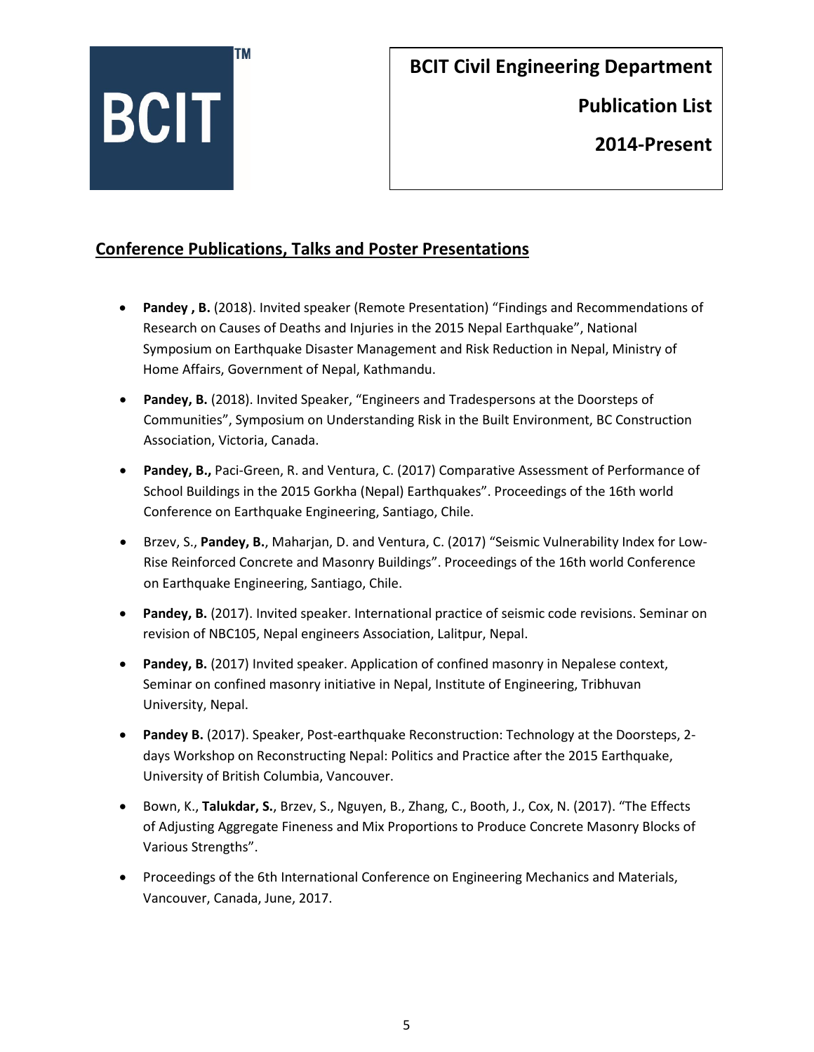## Conference Publications, Talks and Poster Presentations

- **Pandey , B.** (2018). Invited speaker (Remote Presentation) "Findings and Recommendations of Research on Causes of Deaths and Injuries in the 2015 Nepal Earthquake", National Symposium on Earthquake Disaster Management and Risk Reduction in Nepal, Ministry of Home Affairs, Government of Nepal, Kathmandu.
- **Pandey, B.** (2018). Invited Speaker, "Engineers and Tradespersons at the Doorsteps of Communities", Symposium on Understanding Risk in the Built Environment, BC Construction Association, Victoria, Canada.
- **Pandey, B.,** Paci-Green, R. and Ventura, C. (2017) Comparative Assessment of Performance of School Buildings in the 2015 Gorkha (Nepal) Earthquakes". Proceedings of the 16th world Conference on Earthquake Engineering, Santiago, Chile.
- Brzev, S., **Pandey, B.**, Maharjan, D. and Ventura, C. (2017) "Seismic Vulnerability Index for Low-Rise Reinforced Concrete and Masonry Buildings". Proceedings of the 16th world Conference on Earthquake Engineering, Santiago, Chile.
- **Pandey, B.** (2017). Invited speaker. International practice of seismic code revisions. Seminar on revision of NBC105, Nepal engineers Association, Lalitpur, Nepal.
- **Pandey, B.** (2017) Invited speaker. Application of confined masonry in Nepalese context, Seminar on confined masonry initiative in Nepal, Institute of Engineering, Tribhuvan University, Nepal.
- **Pandey B.** (2017). Speaker, Post-earthquake Reconstruction: Technology at the Doorsteps, 2-days Workshop on Reconstructing Nepal: Politics and Practice after the 2015 Earthquake, University of British Columbia, Vancouver.
- Bown, K., **Talukdar, S.**, Brzev, S., Nguyen, B., Zhang, C., Booth, J., Cox, N. (2017). "The Effects of Adjusting Aggregate Fineness and Mix Proportions to Produce Concrete Masonry Blocks of Various Strengths".
- Proceedings of the 6th International Conference on Engineering Mechanics and Materials, Vancouver, Canada, June, 2017.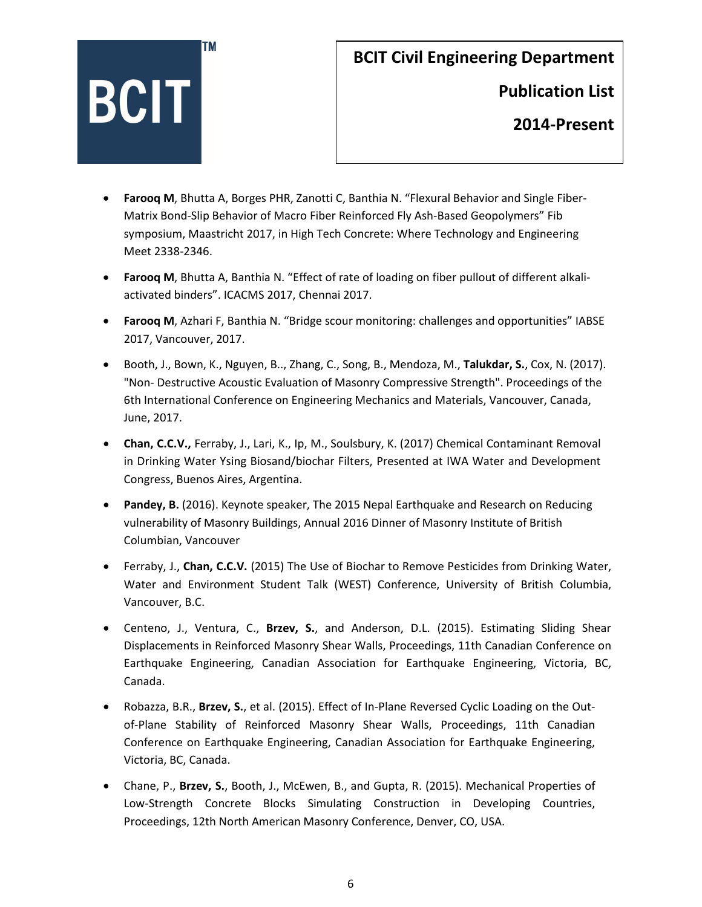- **Farooq M**, Bhutta A, Borges PHR, Zanotti C, Banthia N. "Flexural Behavior and Single Fiber-Matrix Bond-Slip Behavior of Macro Fiber Reinforced Fly Ash-Based Geopolymers" Fib symposium, Maastricht 2017, in High Tech Concrete: Where Technology and Engineering Meet 2338-2346.

- **Farooq M**, Bhutta A, Banthia N. "Effect of rate of loading on fiber pullout of different alkali-activated binders". ICACMS 2017, Chennai 2017.

- **Farooq M**, Azhari F, Banthia N. "Bridge scour monitoring: challenges and opportunities" IABSE 2017, Vancouver, 2017.

- Booth, J., Bown, K., Nguyen, B.., Zhang, C., Song, B., Mendoza, M., **Talukdar, S.**, Cox, N. (2017). "Non- Destructive Acoustic Evaluation of Masonry Compressive Strength". Proceedings of the 6th International Conference on Engineering Mechanics and Materials, Vancouver, Canada, June, 2017.

- **Chan, C.C.V.,** Ferraby, J., Lari, K., Ip, M., Soulsbury, K. (2017) Chemical Contaminant Removal in Drinking Water Ysing Biosand/biochar Filters, Presented at IWA Water and Development Congress, Buenos Aires, Argentina.

- **Pandey, B.** (2016). Keynote speaker, The 2015 Nepal Earthquake and Research on Reducing vulnerability of Masonry Buildings, Annual 2016 Dinner of Masonry Institute of British Columbian, Vancouver

- Ferraby, J., **Chan, C.C.V.** (2015) The Use of Biochar to Remove Pesticides from Drinking Water, Water and Environment Student Talk (WEST) Conference, University of British Columbia, Vancouver, B.C.

- Centeno, J., Ventura, C., **Brzev, S.**, and Anderson, D.L. (2015). Estimating Sliding Shear Displacements in Reinforced Masonry Shear Walls, Proceedings, 11th Canadian Conference on Earthquake Engineering, Canadian Association for Earthquake Engineering, Victoria, BC, Canada.

- Robazza, B.R., **Brzev, S.**, et al. (2015). Effect of In-Plane Reversed Cyclic Loading on the Out-of-Plane Stability of Reinforced Masonry Shear Walls, Proceedings, 11th Canadian Conference on Earthquake Engineering, Canadian Association for Earthquake Engineering, Victoria, BC, Canada.

- Chane, P., **Brzev, S.**, Booth, J., McEwen, B., and Gupta, R. (2015). Mechanical Properties of Low-Strength Concrete Blocks Simulating Construction in Developing Countries, Proceedings, 12th North American Masonry Conference, Denver, CO, USA.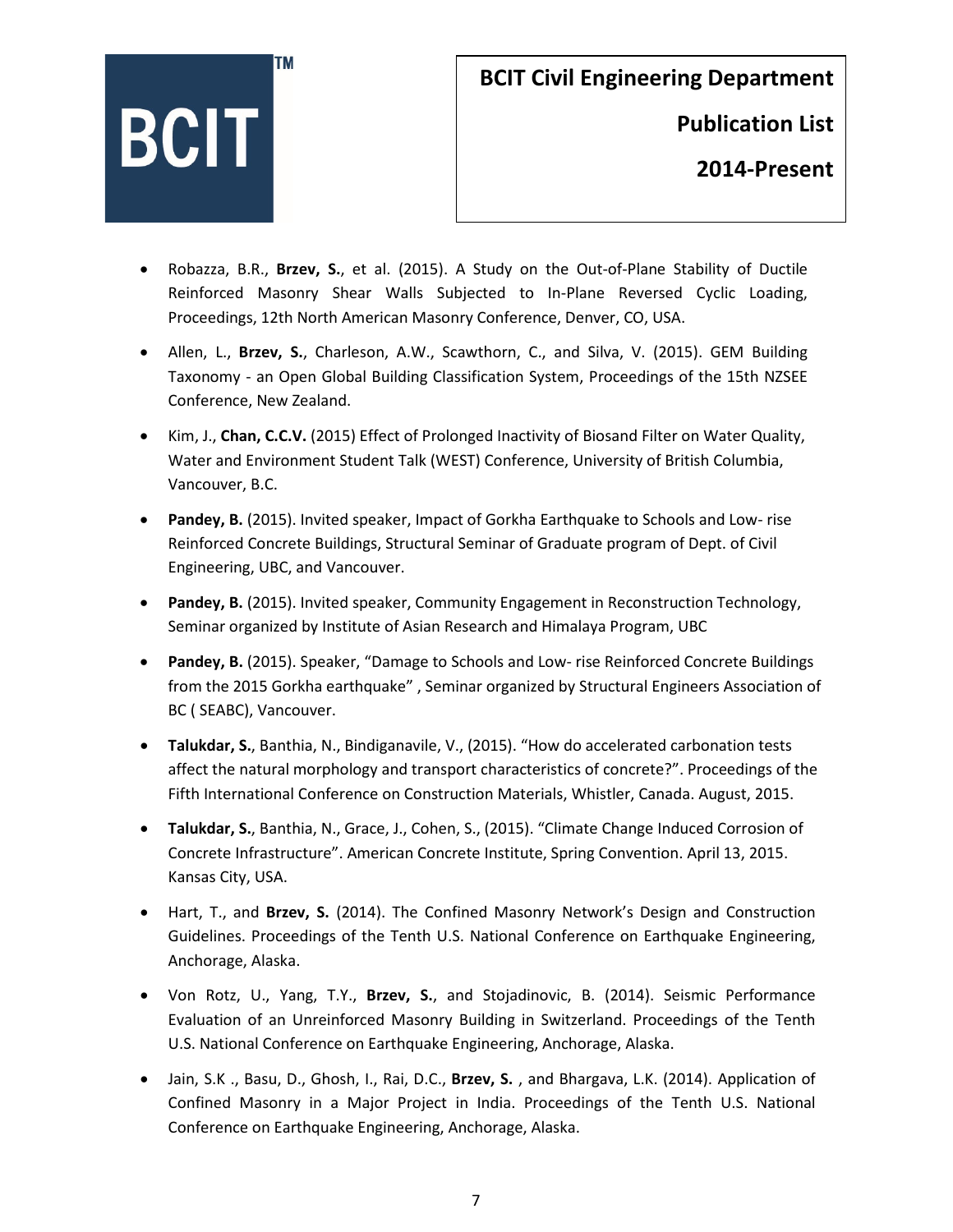- Robazza, B.R., **Brzev, S.**, et al. (2015). A Study on the Out-of-Plane Stability of Ductile Reinforced Masonry Shear Walls Subjected to In-Plane Reversed Cyclic Loading, Proceedings, 12th North American Masonry Conference, Denver, CO, USA.

- Allen, L., **Brzev, S.**, Charleson, A.W., Scawthorn, C., and Silva, V. (2015). GEM Building Taxonomy - an Open Global Building Classification System, Proceedings of the 15th NZSEE Conference, New Zealand.

- Kim, J., **Chan, C.C.V.** (2015) Effect of Prolonged Inactivity of Biosand Filter on Water Quality, Water and Environment Student Talk (WEST) Conference, University of British Columbia, Vancouver, B.C.

- **Pandey, B.** (2015). Invited speaker, Impact of Gorkha Earthquake to Schools and Low- rise Reinforced Concrete Buildings, Structural Seminar of Graduate program of Dept. of Civil Engineering, UBC, and Vancouver.

- **Pandey, B.** (2015). Invited speaker, Community Engagement in Reconstruction Technology, Seminar organized by Institute of Asian Research and Himalaya Program, UBC

- **Pandey, B.** (2015). Speaker, "Damage to Schools and Low- rise Reinforced Concrete Buildings from the 2015 Gorkha earthquake" , Seminar organized by Structural Engineers Association of BC ( SEABC), Vancouver.

- **Talukdar, S.**, Banthia, N., Bindiganavile, V., (2015). "How do accelerated carbonation tests affect the natural morphology and transport characteristics of concrete?". Proceedings of the Fifth International Conference on Construction Materials, Whistler, Canada. August, 2015.

- **Talukdar, S.**, Banthia, N., Grace, J., Cohen, S., (2015). "Climate Change Induced Corrosion of Concrete Infrastructure". American Concrete Institute, Spring Convention. April 13, 2015. Kansas City, USA.

- Hart, T., and **Brzev, S.** (2014). The Confined Masonry Network's Design and Construction Guidelines. Proceedings of the Tenth U.S. National Conference on Earthquake Engineering, Anchorage, Alaska.

- Von Rotz, U., Yang, T.Y., **Brzev, S.**, and Stojadinovic, B. (2014). Seismic Performance Evaluation of an Unreinforced Masonry Building in Switzerland. Proceedings of the Tenth U.S. National Conference on Earthquake Engineering, Anchorage, Alaska.

- Jain, S.K ., Basu, D., Ghosh, I., Rai, D.C., **Brzev, S.** , and Bhargava, L.K. (2014). Application of Confined Masonry in a Major Project in India. Proceedings of the Tenth U.S. National Conference on Earthquake Engineering, Anchorage, Alaska.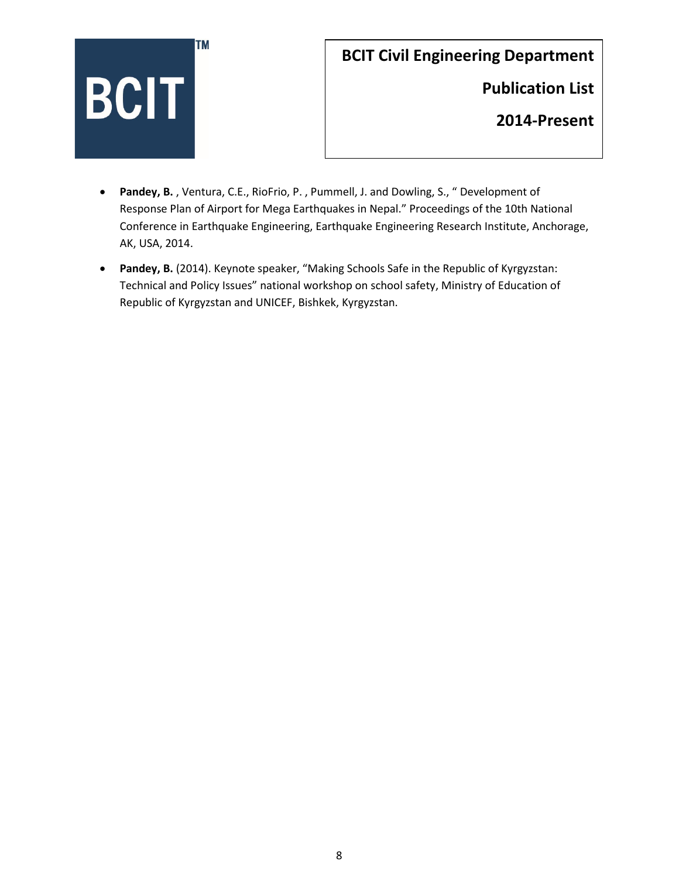- **Pandey, B.** , Ventura, C.E., RioFrio, P. , Pummell, J. and Dowling, S., " Development of Response Plan of Airport for Mega Earthquakes in Nepal." Proceedings of the 10th National Conference in Earthquake Engineering, Earthquake Engineering Research Institute, Anchorage, AK, USA, 2014.
- **Pandey, B.** (2014). Keynote speaker, "Making Schools Safe in the Republic of Kyrgyzstan: Technical and Policy Issues" national workshop on school safety, Ministry of Education of Republic of Kyrgyzstan and UNICEF, Bishkek, Kyrgyzstan.